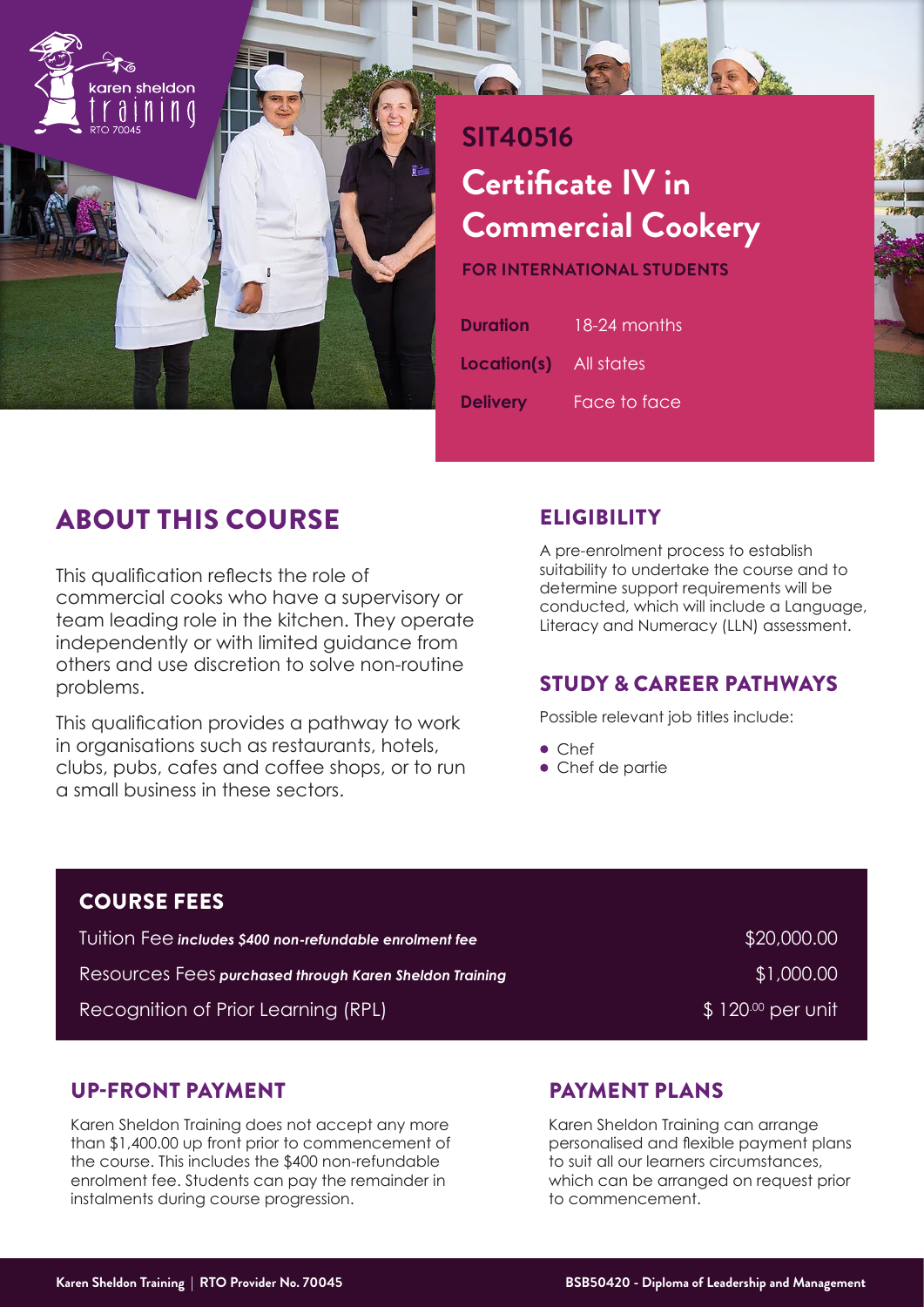karen sheldon training
RTO 70045

# SIT40516

# Certificate IV in Commercial Cookery

**FOR INTERNATIONAL STUDENTS**

| | |
|---|---|
| **Duration** | 18-24 months |
| **Location(s)** | All states |
| **Delivery** | Face to face |

## ABOUT THIS COURSE

This qualification reflects the role of commercial cooks who have a supervisory or team leading role in the kitchen. They operate independently or with limited guidance from others and use discretion to solve non-routine problems.

This qualification provides a pathway to work in organisations such as restaurants, hotels, clubs, pubs, cafes and coffee shops, or to run a small business in these sectors.

## ELIGIBILITY

A pre-enrolment process to establish suitability to undertake the course and to determine support requirements will be conducted, which will include a Language, Literacy and Numeracy (LLN) assessment.

## STUDY & CAREER PATHWAYS

Possible relevant job titles include:

- Chef
- Chef de partie

## COURSE FEES

| | |
|---|---|
| Tuition Fee ***includes $400 non-refundable enrolment fee*** | $20,000.00 |
| Resources Fees ***purchased through Karen Sheldon Training*** | $1,000.00 |
| Recognition of Prior Learning (RPL) | $ 120.00 per unit |

## UP-FRONT PAYMENT

Karen Sheldon Training does not accept any more than $1,400.00 up front prior to commencement of the course. This includes the $400 non-refundable enrolment fee. Students can pay the remainder in instalments during course progression.

## PAYMENT PLANS

Karen Sheldon Training can arrange personalised and flexible payment plans to suit all our learners circumstances, which can be arranged on request prior to commencement.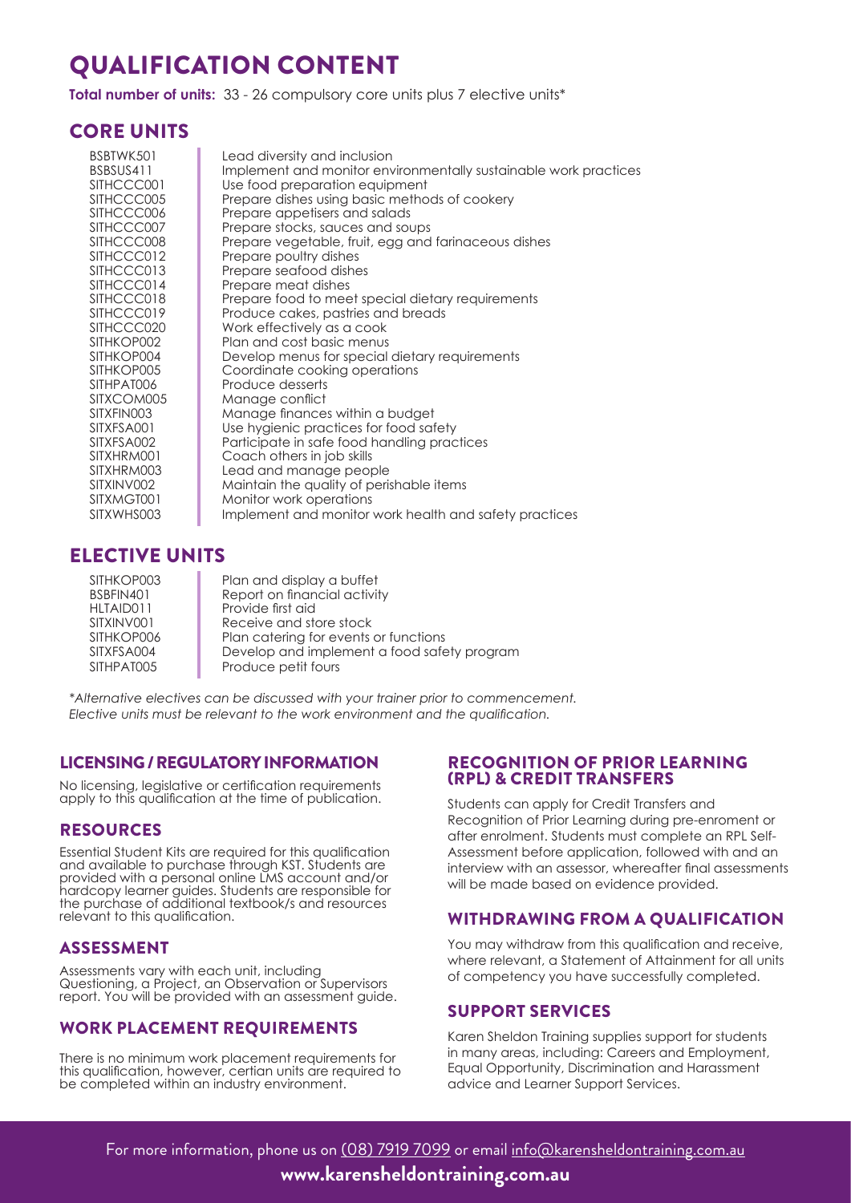# QUALIFICATION CONTENT

**Total number of units:** 33 - 26 compulsory core units plus 7 elective units*

## CORE UNITS

| | |
|---|---|
| BSBTWK501 | Lead diversity and inclusion |
| BSBSUS411 | Implement and monitor environmentally sustainable work practices |
| SITHCCC001 | Use food preparation equipment |
| SITHCCC005 | Prepare dishes using basic methods of cookery |
| SITHCCC006 | Prepare appetisers and salads |
| SITHCCC007 | Prepare stocks, sauces and soups |
| SITHCCC008 | Prepare vegetable, fruit, egg and farinaceous dishes |
| SITHCCC012 | Prepare poultry dishes |
| SITHCCC013 | Prepare seafood dishes |
| SITHCCC014 | Prepare meat dishes |
| SITHCCC018 | Prepare food to meet special dietary requirements |
| SITHCCC019 | Produce cakes, pastries and breads |
| SITHCCC020 | Work effectively as a cook |
| SITHKOP002 | Plan and cost basic menus |
| SITHKOP004 | Develop menus for special dietary requirements |
| SITHKOP005 | Coordinate cooking operations |
| SITHPAT006 | Produce desserts |
| SITXCOM005 | Manage conflict |
| SITXFIN003 | Manage finances within a budget |
| SITXFSA001 | Use hygienic practices for food safety |
| SITXFSA002 | Participate in safe food handling practices |
| SITXHRM001 | Coach others in job skills |
| SITXHRM003 | Lead and manage people |
| SITXINV002 | Maintain the quality of perishable items |
| SITXMGT001 | Monitor work operations |
| SITXWHS003 | Implement and monitor work health and safety practices |

## ELECTIVE UNITS

| | |
|---|---|
| SITHKOP003 | Plan and display a buffet |
| BSBFIN401 | Report on financial activity |
| HLTAID011 | Provide first aid |
| SITXINV001 | Receive and store stock |
| SITHKOP006 | Plan catering for events or functions |
| SITXFSA004 | Develop and implement a food safety program |
| SITHPAT005 | Produce petit fours |

*\*Alternative electives can be discussed with your trainer prior to commencement. Elective units must be relevant to the work environment and the qualification.*

### LICENSING / REGULATORY INFORMATION

No licensing, legislative or certification requirements apply to this qualification at the time of publication.

### RESOURCES

Essential Student Kits are required for this qualification and available to purchase through KST. Students are provided with a personal online LMS account and/or hardcopy learner guides. Students are responsible for the purchase of additional textbook/s and resources relevant to this qualification.

### ASSESSMENT

Assessments vary with each unit, including Questioning, a Project, an Observation or Supervisors report. You will be provided with an assessment guide.

### WORK PLACEMENT REQUIREMENTS

There is no minimum work placement requirements for this qualification, however, certian units are required to be completed within an industry environment.

### RECOGNITION OF PRIOR LEARNING (RPL) & CREDIT TRANSFERS

Students can apply for Credit Transfers and Recognition of Prior Learning during pre-enroment or after enrolment. Students must complete an RPL Self-Assessment before application, followed with and an interview with an assessor, whereafter final assessments will be made based on evidence provided.

### WITHDRAWING FROM A QUALIFICATION

You may withdraw from this qualification and receive, where relevant, a Statement of Attainment for all units of competency you have successfully completed.

### SUPPORT SERVICES

Karen Sheldon Training supplies support for students in many areas, including: Careers and Employment, Equal Opportunity, Discrimination and Harassment advice and Learner Support Services.

For more information, phone us on (08) 7919 7099 or email info@karensheldontraining.com.au

**www.karensheldontraining.com.au**